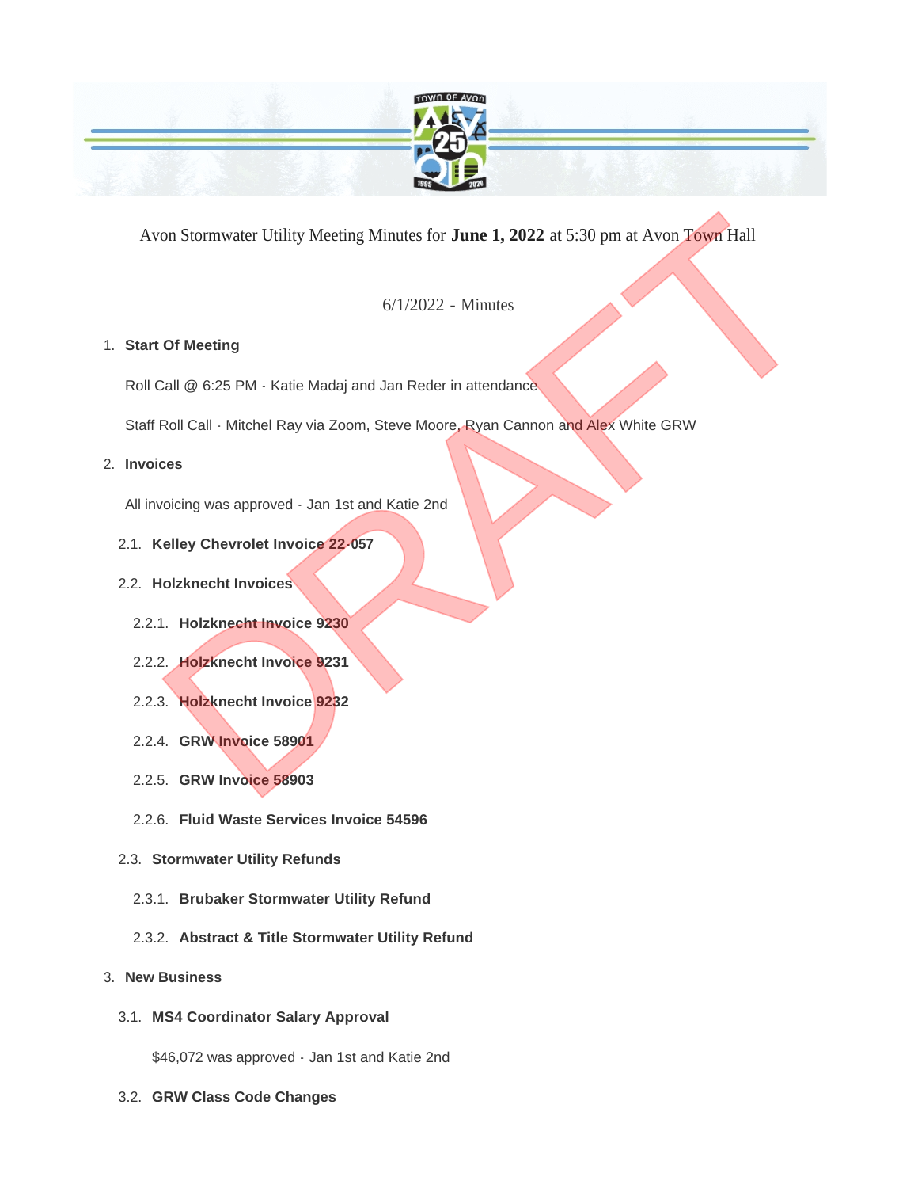Avon Stormwater Utility Meeting Minutes for **June 1, 2022** at 5:30 pm at Avon Town Hall

6/1/2022 - Minutes

1. **Start Of Meeting**

   Roll Call @ 6:25 PM - Katie Madaj and Jan Reder in attendance

   Staff Roll Call - Mitchel Ray via Zoom, Steve Moore, Ryan Cannon and Alex White GRW

2. **Invoices**

   All invoicing was approved - Jan 1st and Katie 2nd

   2.1. **Kelley Chevrolet Invoice 22-057**

   2.2. **Holzknecht Invoices**

   2.2.1. **Holzknecht Invoice 9230**

   2.2.2. **Holzknecht Invoice 9231**

   2.2.3. **Holzknecht Invoice 9232**

   2.2.4. **GRW Invoice 58901**

   2.2.5. **GRW Invoice 58903**

   2.2.6. **Fluid Waste Services Invoice 54596**

   2.3. **Stormwater Utility Refunds**

   2.3.1. **Brubaker Stormwater Utility Refund**

   2.3.2. **Abstract & Title Stormwater Utility Refund**

3. **New Business**

   3.1. **MS4 Coordinator Salary Approval**

   $46,072 was approved - Jan 1st and Katie 2nd

   3.2. **GRW Class Code Changes**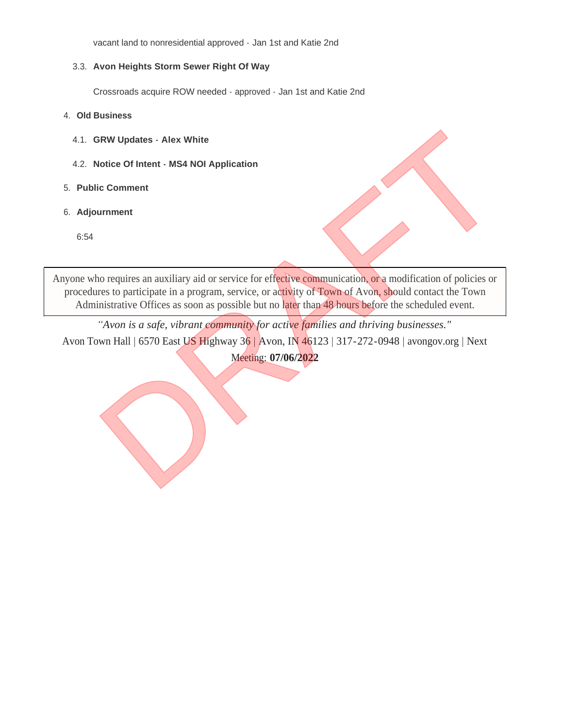vacant land to nonresidential approved - Jan 1st and Katie 2nd

3.3. **Avon Heights Storm Sewer Right Of Way**

Crossroads acquire ROW needed - approved - Jan 1st and Katie 2nd

4. **Old Business**

4.1. **GRW Updates - Alex White**

4.2. **Notice Of Intent - MS4 NOI Application**

5. **Public Comment**

6. **Adjournment**

6:54

Anyone who requires an auxiliary aid or service for effective communication, or a modification of policies or procedures to participate in a program, service, or activity of Town of Avon, should contact the Town Administrative Offices as soon as possible but no later than 48 hours before the scheduled event.

*"Avon is a safe, vibrant community for active families and thriving businesses."*

Avon Town Hall | 6570 East US Highway 36 | Avon, IN 46123 | 317-272-0948 | avongov.org | Next Meeting: **07/06/2022**

DRAFT